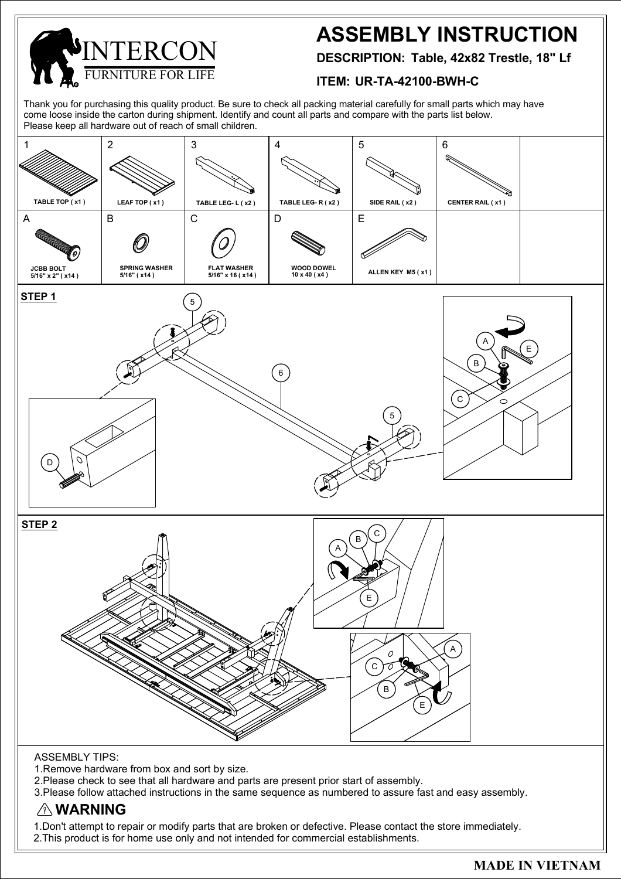INTERCON
FURNITURE FOR LIFE

# ASSEMBLY INSTRUCTION

**DESCRIPTION: Table, 42x82 Trestle, 18" Lf**

**ITEM: UR-TA-42100-BWH-C**

Thank you for purchasing this quality product. Be sure to check all packing material carefully for small parts which may have come loose inside the carton during shipment. Identify and count all parts and compare with the parts list below.
Please keep all hardware out of reach of small children.

| 1 | 2 | 3 | 4 | 5 | 6 |
|---|---|---|---|---|---|
| TABLE TOP ( x1 ) | LEAF TOP ( x1 ) | TABLE LEG- L ( x2 ) | TABLE LEG- R ( x2 ) | SIDE RAIL ( x2 ) | CENTER RAIL ( x1 ) |

| A | B | C | D | E |
|---|---|---|---|---|
| JCBB BOLT 5/16" x 2" ( x14 ) | SPRING WASHER 5/16" ( x14 ) | FLAT WASHER 5/16" x 16 ( x14 ) | WOOD DOWEL 10 x 40 ( x4 ) | ALLEN KEY M5 ( x1 ) |

**STEP 1**

**STEP 2**

ASSEMBLY TIPS:
1. Remove hardware from box and sort by size.
2. Please check to see that all hardware and parts are present prior start of assembly.
3. Please follow attached instructions in the same sequence as numbered to assure fast and easy assembly.

## ⚠ WARNING

1. Don't attempt to repair or modify parts that are broken or defective. Please contact the store immediately.
2. This product is for home use only and not intended for commercial establishments.

**MADE IN VIETNAM**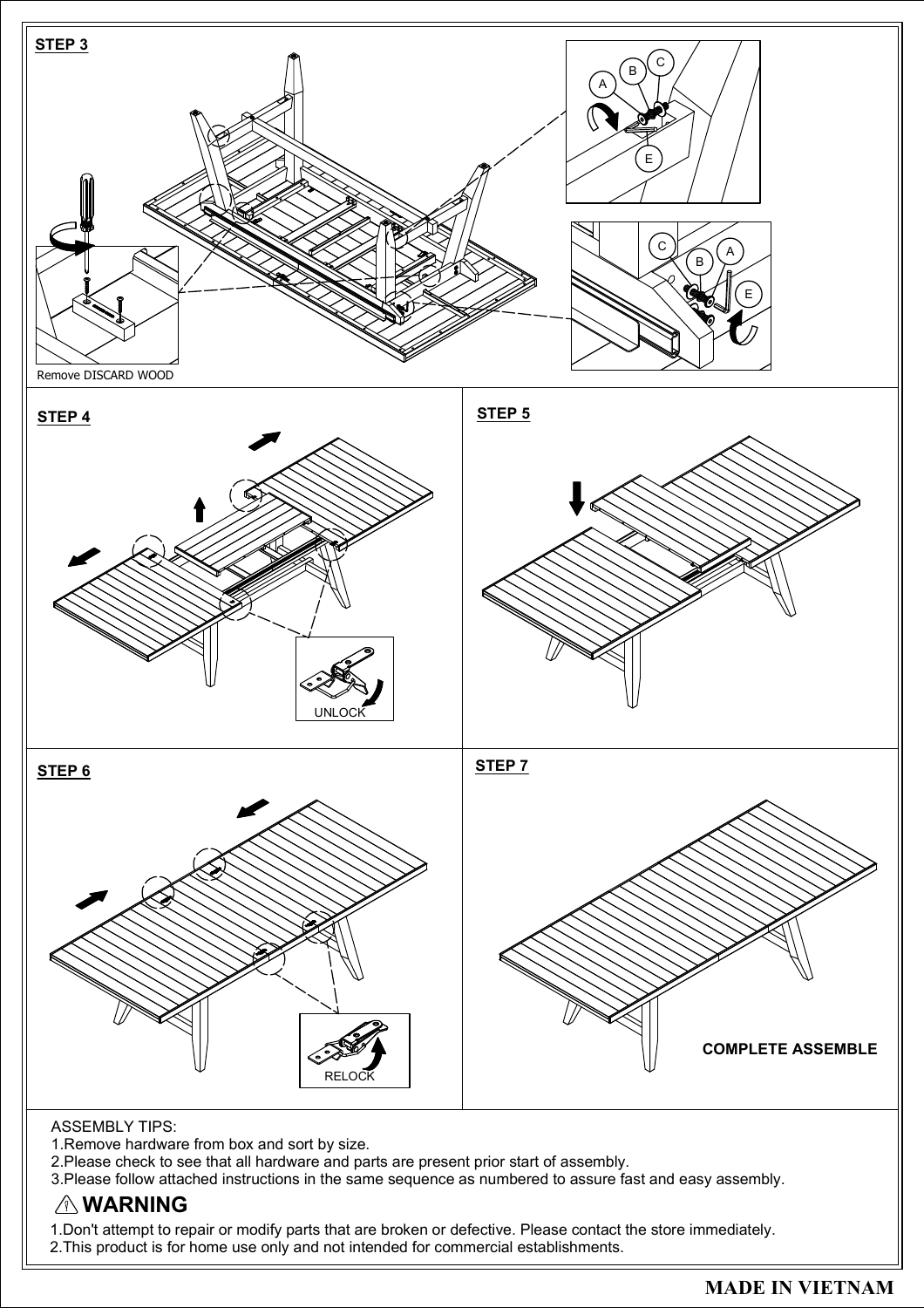**STEP 3**

A B C E

C B A E

Remove DISCARD WOOD

**STEP 4**

UNLOCK

**STEP 5**

**STEP 6**

RELOCK

**STEP 7**

**COMPLETE ASSEMBLE**

ASSEMBLY TIPS:

1. Remove hardware from box and sort by size.
2. Please check to see that all hardware and parts are present prior start of assembly.
3. Please follow attached instructions in the same sequence as numbered to assure fast and easy assembly.

## ⚠ WARNING

1. Don't attempt to repair or modify parts that are broken or defective. Please contact the store immediately.
2. This product is for home use only and not intended for commercial establishments.

**MADE IN VIETNAM**